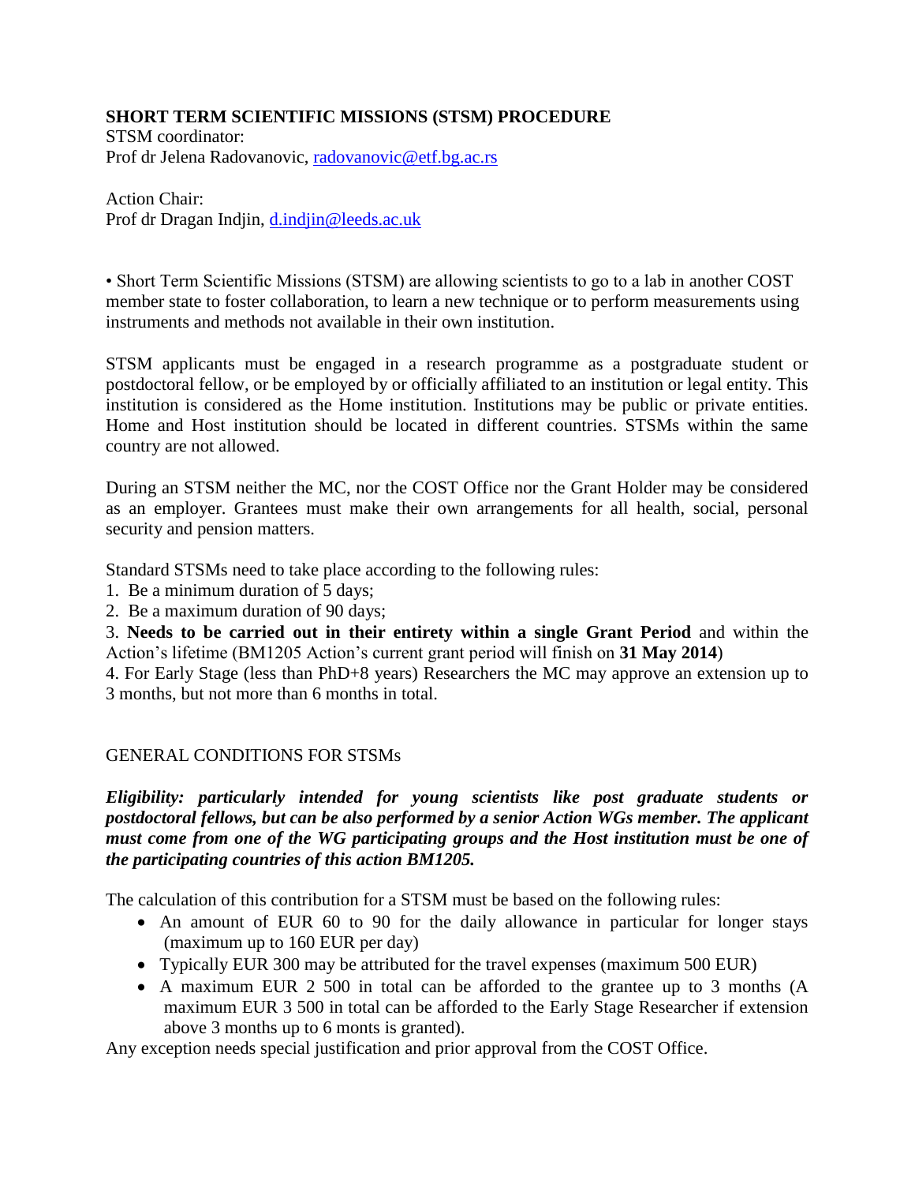**SHORT TERM SCIENTIFIC MISSIONS (STSM) PROCEDURE**

STSM coordinator:
Prof dr Jelena Radovanovic, radovanovic@etf.bg.ac.rs

Action Chair:
Prof dr Dragan Indjin, d.indjin@leeds.ac.uk

• Short Term Scientific Missions (STSM) are allowing scientists to go to a lab in another COST member state to foster collaboration, to learn a new technique or to perform measurements using instruments and methods not available in their own institution.

STSM applicants must be engaged in a research programme as a postgraduate student or postdoctoral fellow, or be employed by or officially affiliated to an institution or legal entity. This institution is considered as the Home institution. Institutions may be public or private entities. Home and Host institution should be located in different countries. STSMs within the same country are not allowed.

During an STSM neither the MC, nor the COST Office nor the Grant Holder may be considered as an employer. Grantees must make their own arrangements for all health, social, personal security and pension matters.

Standard STSMs need to take place according to the following rules:

1. Be a minimum duration of 5 days;
2. Be a maximum duration of 90 days;
3. **Needs to be carried out in their entirety within a single Grant Period** and within the Action's lifetime (BM1205 Action's current grant period will finish on **31 May 2014**)
4. For Early Stage (less than PhD+8 years) Researchers the MC may approve an extension up to 3 months, but not more than 6 months in total.

GENERAL CONDITIONS FOR STSMs

***Eligibility: particularly intended for young scientists like post graduate students or postdoctoral fellows, but can be also performed by a senior Action WGs member. The applicant must come from one of the WG participating groups and the Host institution must be one of the participating countries of this action BM1205.***

The calculation of this contribution for a STSM must be based on the following rules:

- An amount of EUR 60 to 90 for the daily allowance in particular for longer stays (maximum up to 160 EUR per day)
- Typically EUR 300 may be attributed for the travel expenses (maximum 500 EUR)
- A maximum EUR 2 500 in total can be afforded to the grantee up to 3 months (A maximum EUR 3 500 in total can be afforded to the Early Stage Researcher if extension above 3 months up to 6 monts is granted).

Any exception needs special justification and prior approval from the COST Office.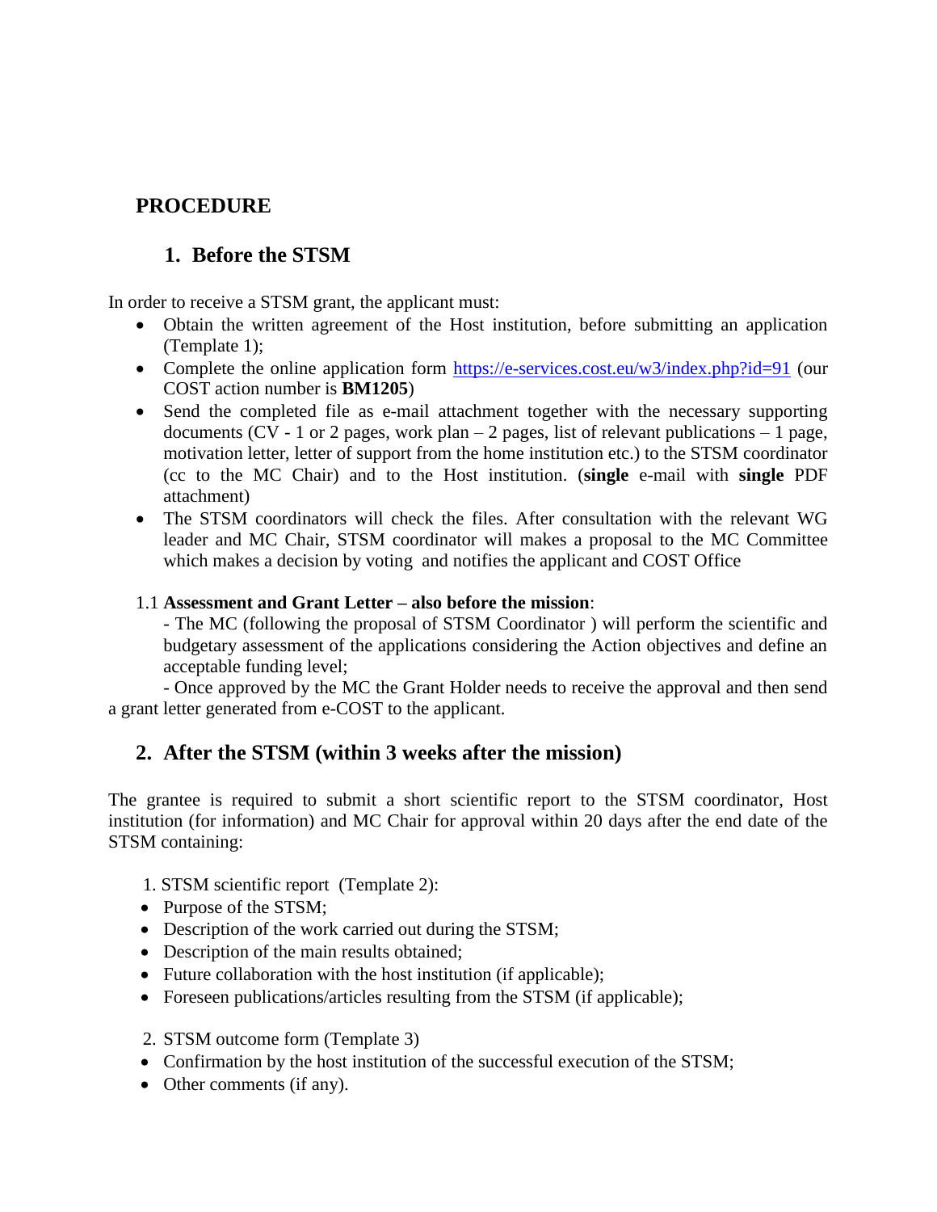# PROCEDURE

## 1. Before the STSM

In order to receive a STSM grant, the applicant must:

- Obtain the written agreement of the Host institution, before submitting an application (Template 1);
- Complete the online application form https://e-services.cost.eu/w3/index.php?id=91 (our COST action number is **BM1205**)
- Send the completed file as e-mail attachment together with the necessary supporting documents (CV - 1 or 2 pages, work plan – 2 pages, list of relevant publications – 1 page, motivation letter, letter of support from the home institution etc.) to the STSM coordinator (cc to the MC Chair) and to the Host institution. (**single** e-mail with **single** PDF attachment)
- The STSM coordinators will check the files. After consultation with the relevant WG leader and MC Chair, STSM coordinator will makes a proposal to the MC Committee which makes a decision by voting and notifies the applicant and COST Office

1.1 **Assessment and Grant Letter – also before the mission**:

- The MC (following the proposal of STSM Coordinator ) will perform the scientific and budgetary assessment of the applications considering the Action objectives and define an acceptable funding level;

- Once approved by the MC the Grant Holder needs to receive the approval and then send a grant letter generated from e-COST to the applicant.

## 2. After the STSM (within 3 weeks after the mission)

The grantee is required to submit a short scientific report to the STSM coordinator, Host institution (for information) and MC Chair for approval within 20 days after the end date of the STSM containing:

1. STSM scientific report (Template 2):

- Purpose of the STSM;
- Description of the work carried out during the STSM;
- Description of the main results obtained;
- Future collaboration with the host institution (if applicable);
- Foreseen publications/articles resulting from the STSM (if applicable);

2. STSM outcome form (Template 3)

- Confirmation by the host institution of the successful execution of the STSM;
- Other comments (if any).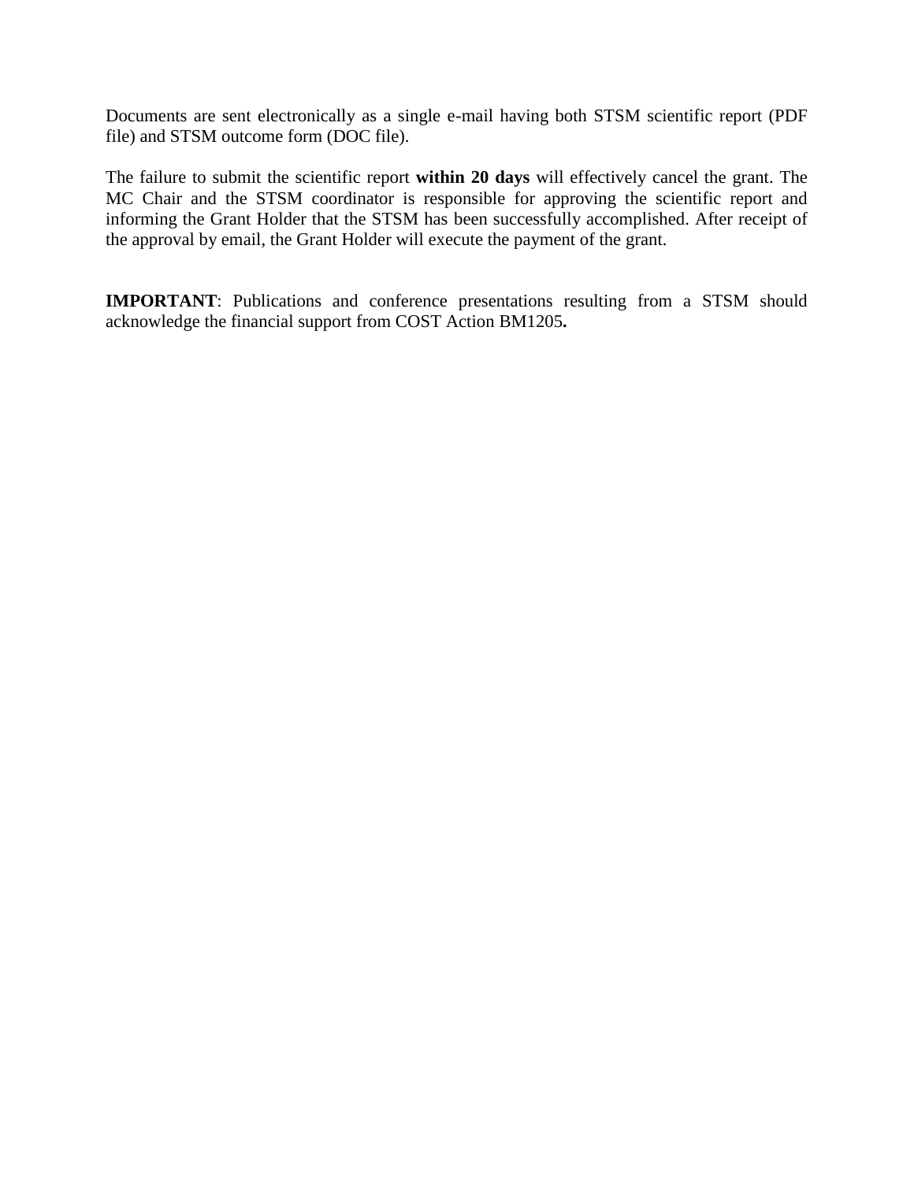Documents are sent electronically as a single e-mail having both STSM scientific report (PDF file) and STSM outcome form (DOC file).

The failure to submit the scientific report **within 20 days** will effectively cancel the grant. The MC Chair and the STSM coordinator is responsible for approving the scientific report and informing the Grant Holder that the STSM has been successfully accomplished. After receipt of the approval by email, the Grant Holder will execute the payment of the grant.

**IMPORTANT**: Publications and conference presentations resulting from a STSM should acknowledge the financial support from COST Action BM1205**.**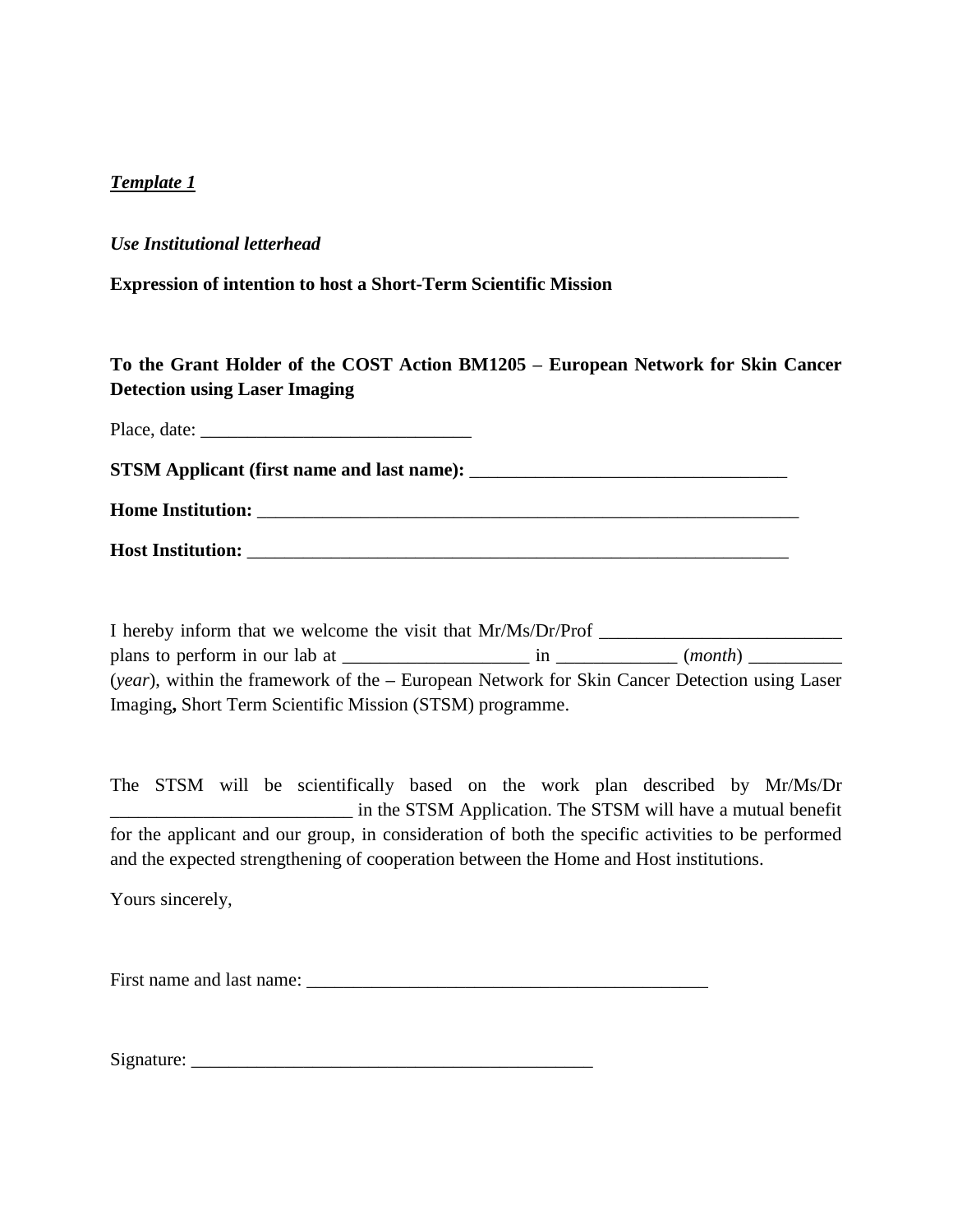***Template 1***

***Use Institutional letterhead***

**Expression of intention to host a Short-Term Scientific Mission**

**To the Grant Holder of the COST Action BM1205 – European Network for Skin Cancer Detection using Laser Imaging**

Place, date: ______________________________

**STSM Applicant (first name and last name):** __________________________________

**Home Institution:** ____________________________________________________________

**Host Institution:** ____________________________________________________________

I hereby inform that we welcome the visit that Mr/Ms/Dr/Prof __________________________ plans to perform in our lab at ____________________ in _____________ (*month*) __________ (*year*), within the framework of the **–** European Network for Skin Cancer Detection using Laser Imaging**,** Short Term Scientific Mission (STSM) programme.

The STSM will be scientifically based on the work plan described by Mr/Ms/Dr __________________________ in the STSM Application. The STSM will have a mutual benefit for the applicant and our group, in consideration of both the specific activities to be performed and the expected strengthening of cooperation between the Home and Host institutions.

Yours sincerely,

First name and last name: ____________________________________________

Signature: ____________________________________________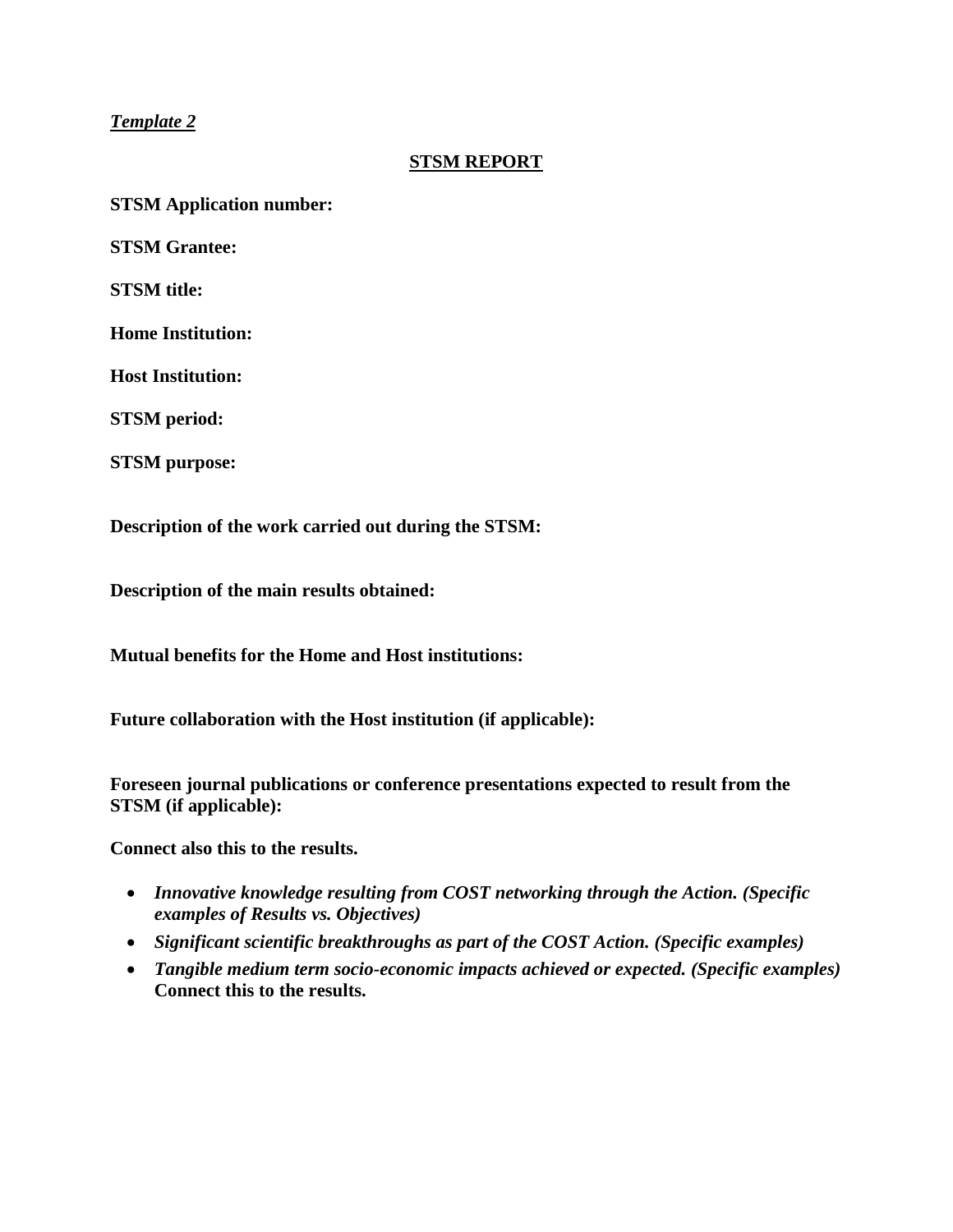*Template 2*

## STSM REPORT

**STSM Application number:**

**STSM Grantee:**

**STSM title:**

**Home Institution:**

**Host Institution:**

**STSM period:**

**STSM purpose:**

**Description of the work carried out during the STSM:**

**Description of the main results obtained:**

**Mutual benefits for the Home and Host institutions:**

**Future collaboration with the Host institution (if applicable):**

**Foreseen journal publications or conference presentations expected to result from the STSM (if applicable):**

**Connect also this to the results.**

- ***Innovative knowledge resulting from COST networking through the Action. (Specific examples of Results vs. Objectives)***
- ***Significant scientific breakthroughs as part of the COST Action. (Specific examples)***
- ***Tangible medium term socio-economic impacts achieved or expected. (Specific examples)*** **Connect this to the results.**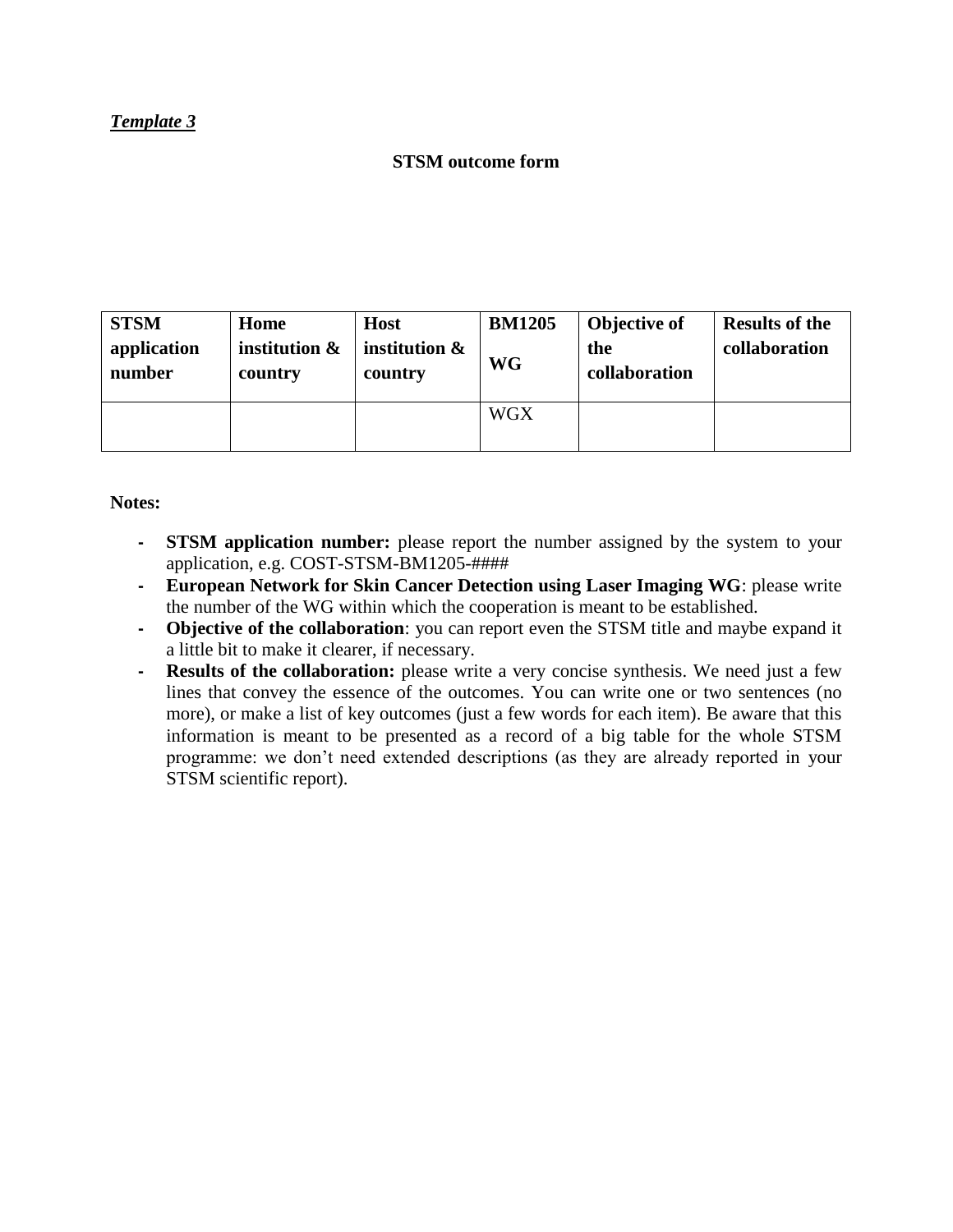***Template 3***

**STSM outcome form**

| **STSM application number** | **Home institution & country** | **Host institution & country** | **BM1205 WG** | **Objective of the collaboration** | **Results of the collaboration** |
|---|---|---|---|---|---|
| | | | WGX | | |

**Notes:**

- **STSM application number:** please report the number assigned by the system to your application, e.g. COST-STSM-BM1205-####
- **European Network for Skin Cancer Detection using Laser Imaging WG**: please write the number of the WG within which the cooperation is meant to be established.
- **Objective of the collaboration**: you can report even the STSM title and maybe expand it a little bit to make it clearer, if necessary.
- **Results of the collaboration:** please write a very concise synthesis. We need just a few lines that convey the essence of the outcomes. You can write one or two sentences (no more), or make a list of key outcomes (just a few words for each item). Be aware that this information is meant to be presented as a record of a big table for the whole STSM programme: we don't need extended descriptions (as they are already reported in your STSM scientific report).